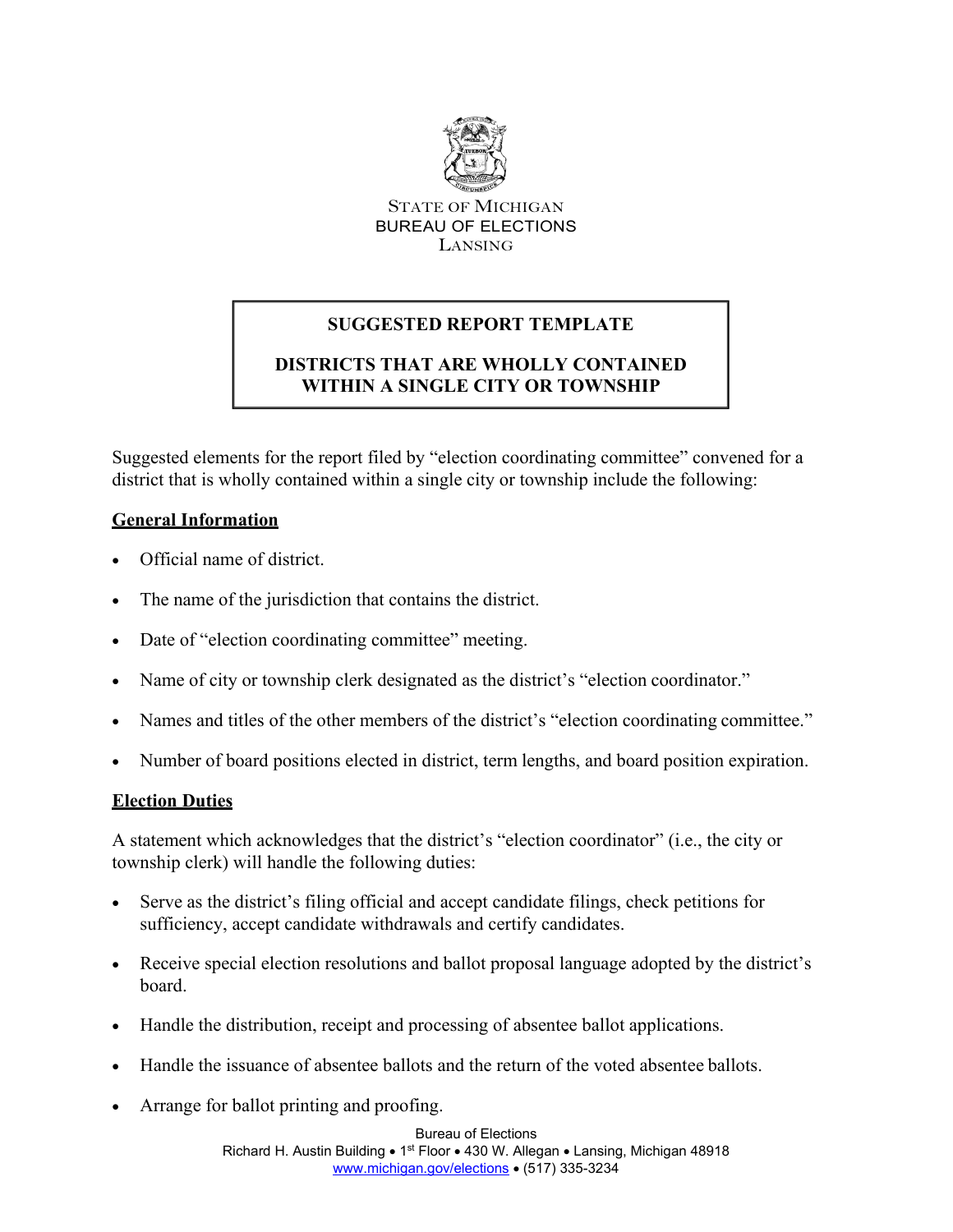STATE OF MICHIGAN
BUREAU OF ELECTIONS
LANSING

# SUGGESTED REPORT TEMPLATE

## DISTRICTS THAT ARE WHOLLY CONTAINED WITHIN A SINGLE CITY OR TOWNSHIP

Suggested elements for the report filed by "election coordinating committee" convened for a district that is wholly contained within a single city or township include the following:

### General Information

- Official name of district.
- The name of the jurisdiction that contains the district.
- Date of "election coordinating committee" meeting.
- Name of city or township clerk designated as the district's "election coordinator."
- Names and titles of the other members of the district's "election coordinating committee."
- Number of board positions elected in district, term lengths, and board position expiration.

### Election Duties

A statement which acknowledges that the district's "election coordinator" (i.e., the city or township clerk) will handle the following duties:

- Serve as the district's filing official and accept candidate filings, check petitions for sufficiency, accept candidate withdrawals and certify candidates.
- Receive special election resolutions and ballot proposal language adopted by the district's board.
- Handle the distribution, receipt and processing of absentee ballot applications.
- Handle the issuance of absentee ballots and the return of the voted absentee ballots.
- Arrange for ballot printing and proofing.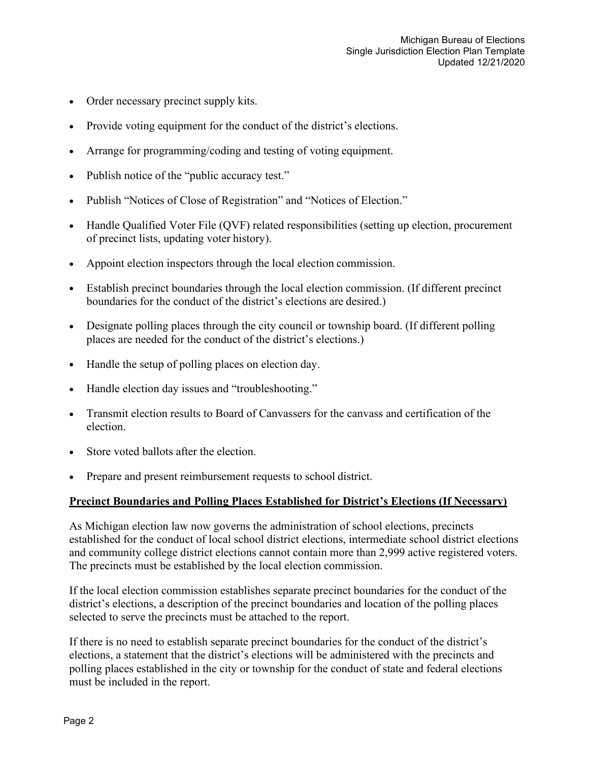- Order necessary precinct supply kits.
- Provide voting equipment for the conduct of the district's elections.
- Arrange for programming/coding and testing of voting equipment.
- Publish notice of the "public accuracy test."
- Publish "Notices of Close of Registration" and "Notices of Election."
- Handle Qualified Voter File (QVF) related responsibilities (setting up election, procurement of precinct lists, updating voter history).
- Appoint election inspectors through the local election commission.
- Establish precinct boundaries through the local election commission. (If different precinct boundaries for the conduct of the district's elections are desired.)
- Designate polling places through the city council or township board. (If different polling places are needed for the conduct of the district's elections.)
- Handle the setup of polling places on election day.
- Handle election day issues and "troubleshooting."
- Transmit election results to Board of Canvassers for the canvass and certification of the election.
- Store voted ballots after the election.
- Prepare and present reimbursement requests to school district.

**Precinct Boundaries and Polling Places Established for District's Elections (If Necessary)**

As Michigan election law now governs the administration of school elections, precincts established for the conduct of local school district elections, intermediate school district elections and community college district elections cannot contain more than 2,999 active registered voters. The precincts must be established by the local election commission.

If the local election commission establishes separate precinct boundaries for the conduct of the district's elections, a description of the precinct boundaries and location of the polling places selected to serve the precincts must be attached to the report.

If there is no need to establish separate precinct boundaries for the conduct of the district's elections, a statement that the district's elections will be administered with the precincts and polling places established in the city or township for the conduct of state and federal elections must be included in the report.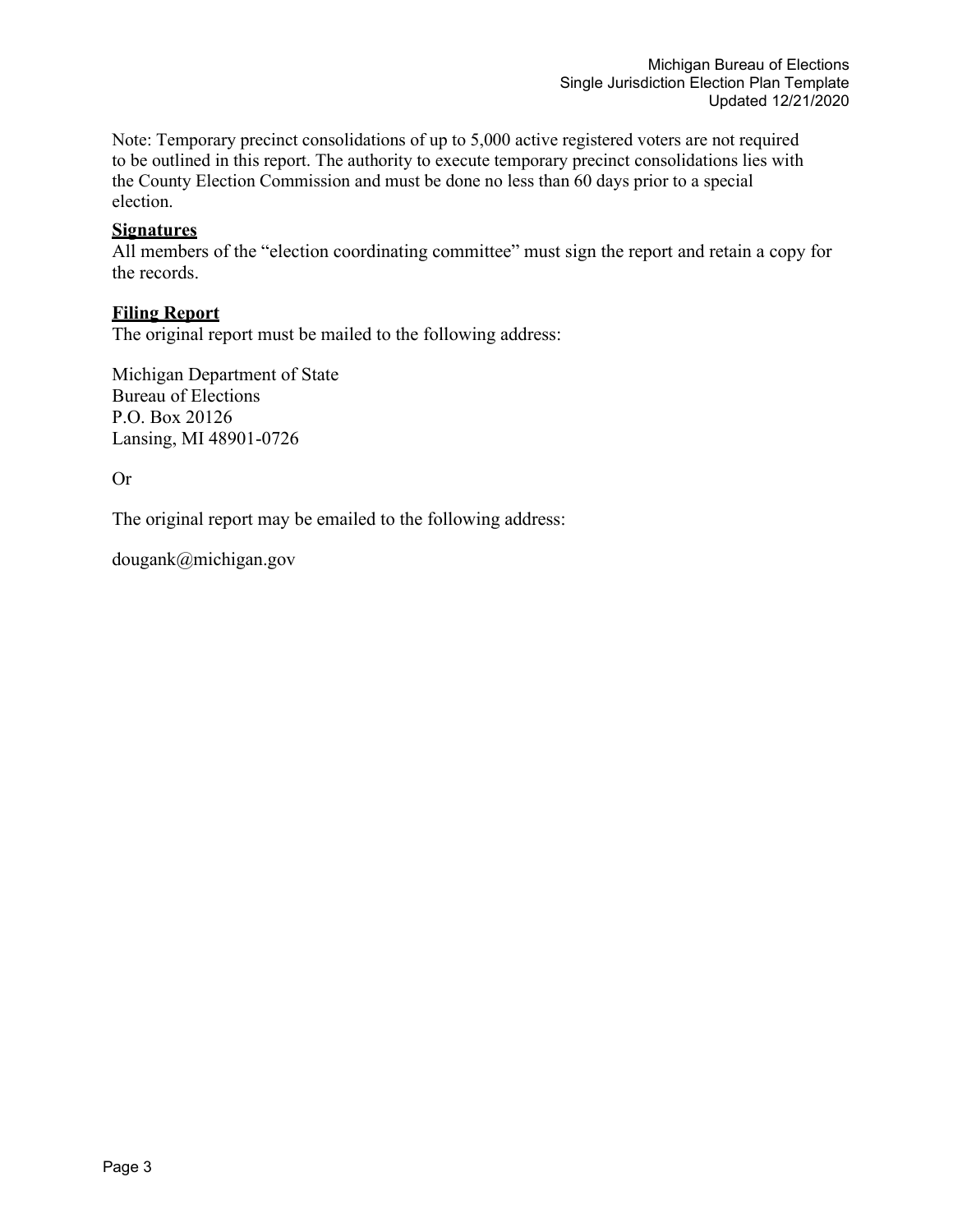Note: Temporary precinct consolidations of up to 5,000 active registered voters are not required to be outlined in this report. The authority to execute temporary precinct consolidations lies with the County Election Commission and must be done no less than 60 days prior to a special election.

## Signatures

All members of the "election coordinating committee" must sign the report and retain a copy for the records.

## Filing Report

The original report must be mailed to the following address:

Michigan Department of State
Bureau of Elections
P.O. Box 20126
Lansing, MI 48901-0726

Or

The original report may be emailed to the following address:

dougank@michigan.gov